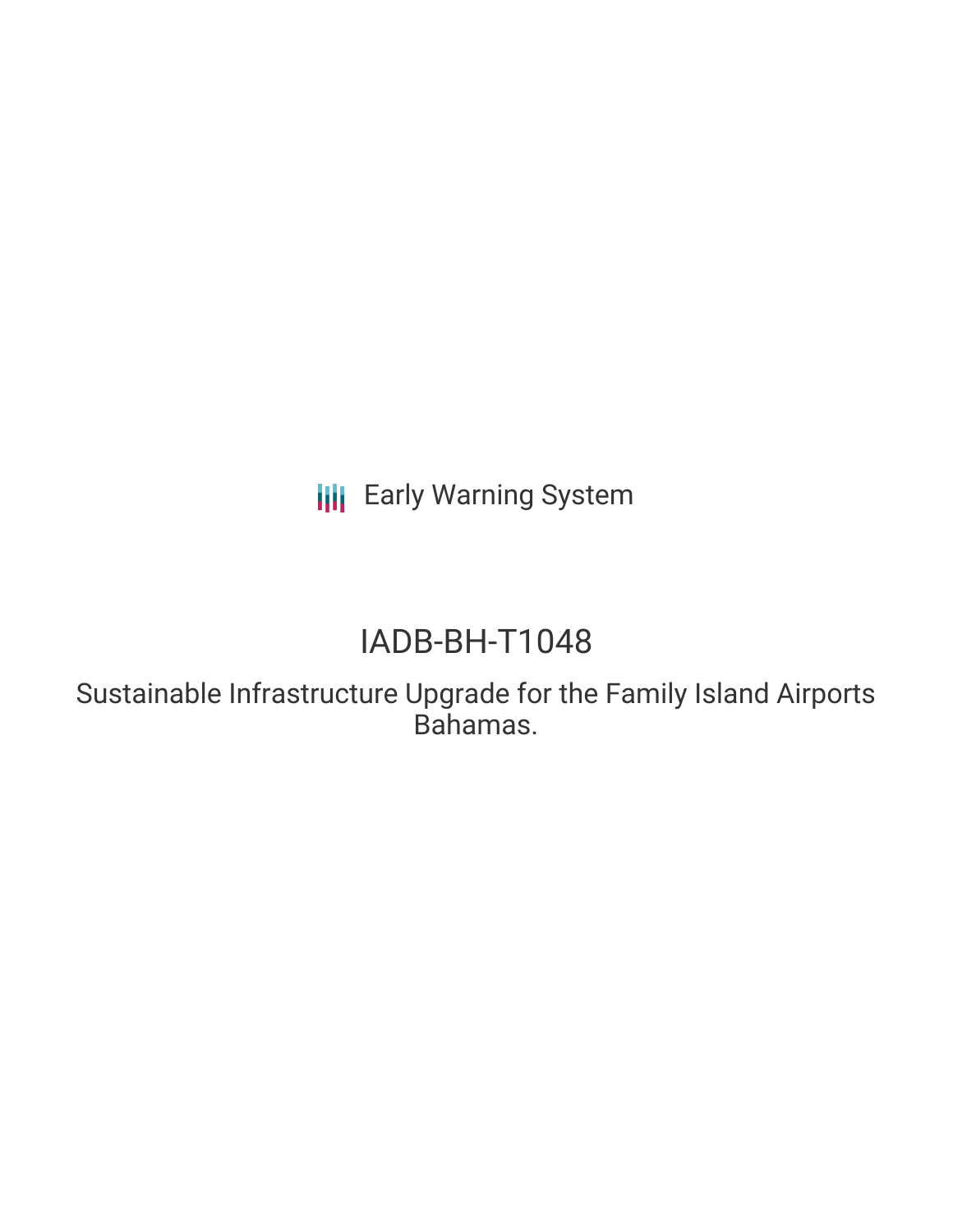Early Warning System

# IADB-BH-T1048

## Sustainable Infrastructure Upgrade for the Family Island Airports Bahamas.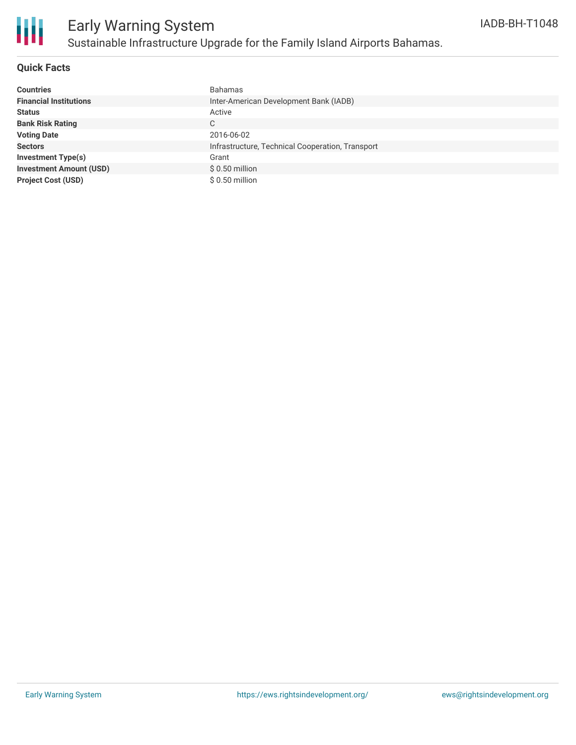# Early Warning System

## Sustainable Infrastructure Upgrade for the Family Island Airports Bahamas.

IADB-BH-T1048

### Quick Facts

| | |
|---|---|
| **Countries** | Bahamas |
| **Financial Institutions** | Inter-American Development Bank (IADB) |
| **Status** | Active |
| **Bank Risk Rating** | C |
| **Voting Date** | 2016-06-02 |
| **Sectors** | Infrastructure, Technical Cooperation, Transport |
| **Investment Type(s)** | Grant |
| **Investment Amount (USD)** | $ 0.50 million |
| **Project Cost (USD)** | $ 0.50 million |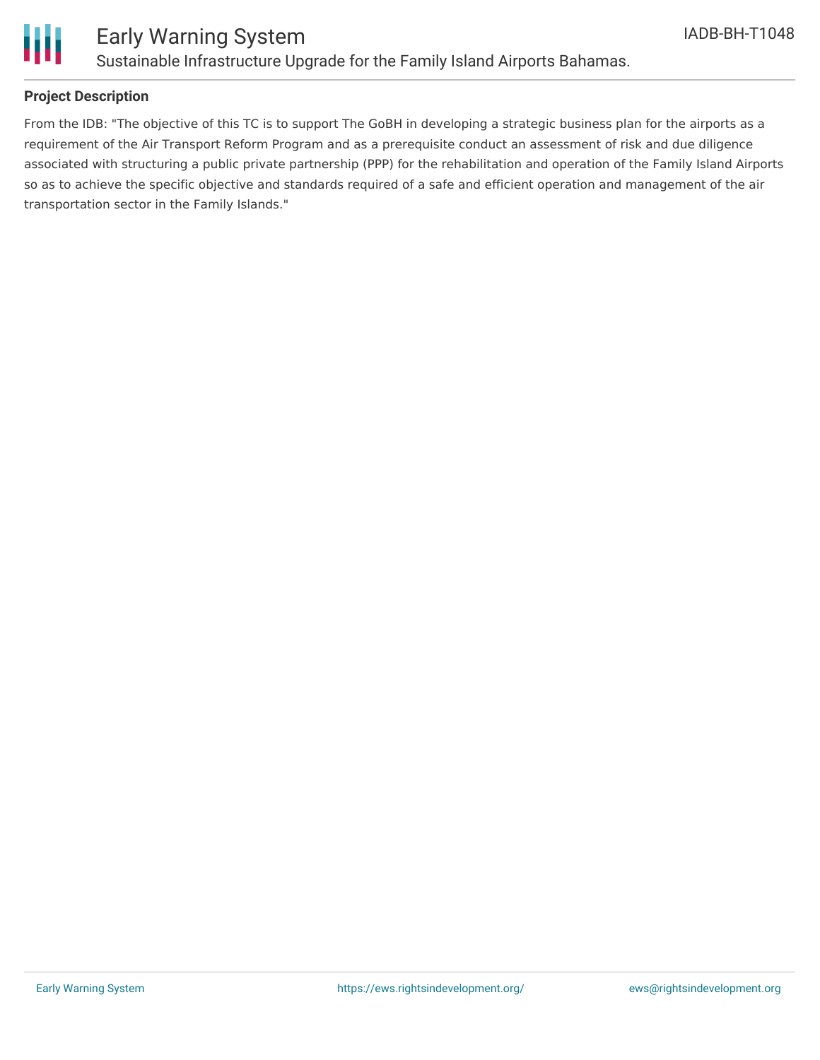## Project Description

From the IDB: "The objective of this TC is to support The GoBH in developing a strategic business plan for the airports as a requirement of the Air Transport Reform Program and as a prerequisite conduct an assessment of risk and due diligence associated with structuring a public private partnership (PPP) for the rehabilitation and operation of the Family Island Airports so as to achieve the specific objective and standards required of a safe and efficient operation and management of the air transportation sector in the Family Islands."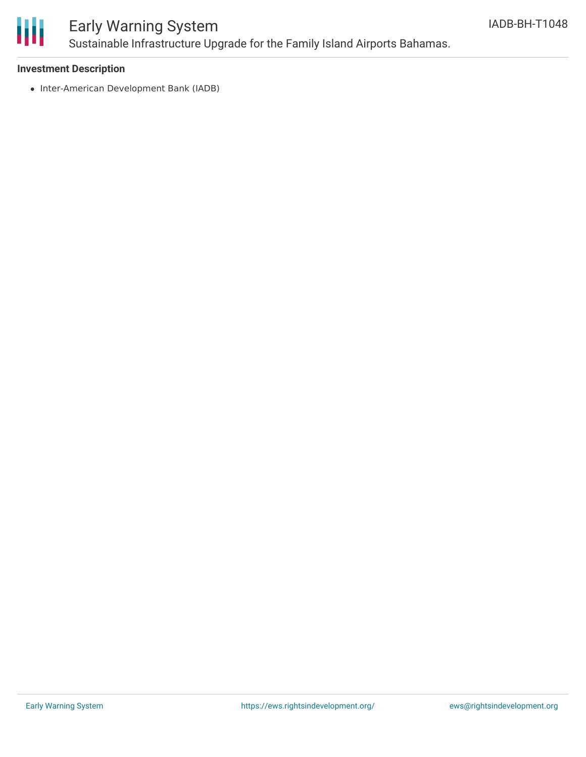**Investment Description**

- Inter-American Development Bank (IADB)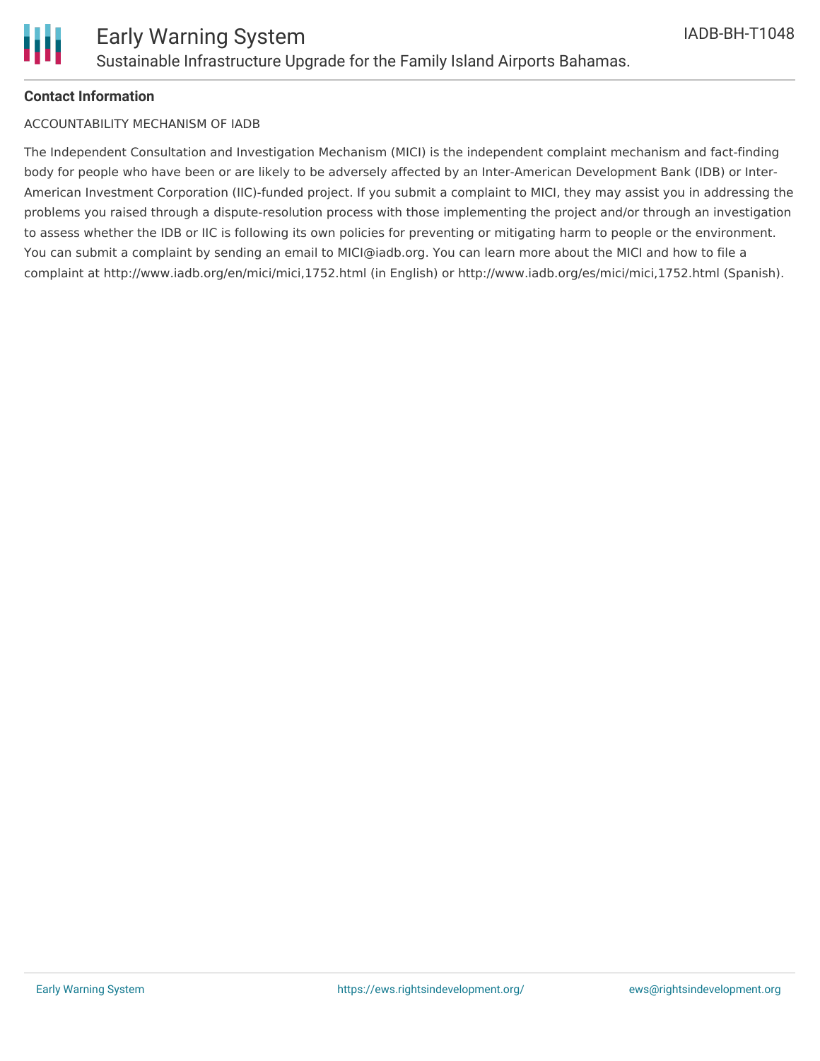**Contact Information**

ACCOUNTABILITY MECHANISM OF IADB

The Independent Consultation and Investigation Mechanism (MICI) is the independent complaint mechanism and fact-finding body for people who have been or are likely to be adversely affected by an Inter-American Development Bank (IDB) or Inter-American Investment Corporation (IIC)-funded project. If you submit a complaint to MICI, they may assist you in addressing the problems you raised through a dispute-resolution process with those implementing the project and/or through an investigation to assess whether the IDB or IIC is following its own policies for preventing or mitigating harm to people or the environment. You can submit a complaint by sending an email to MICI@iadb.org. You can learn more about the MICI and how to file a complaint at http://www.iadb.org/en/mici/mici,1752.html (in English) or http://www.iadb.org/es/mici/mici,1752.html (Spanish).